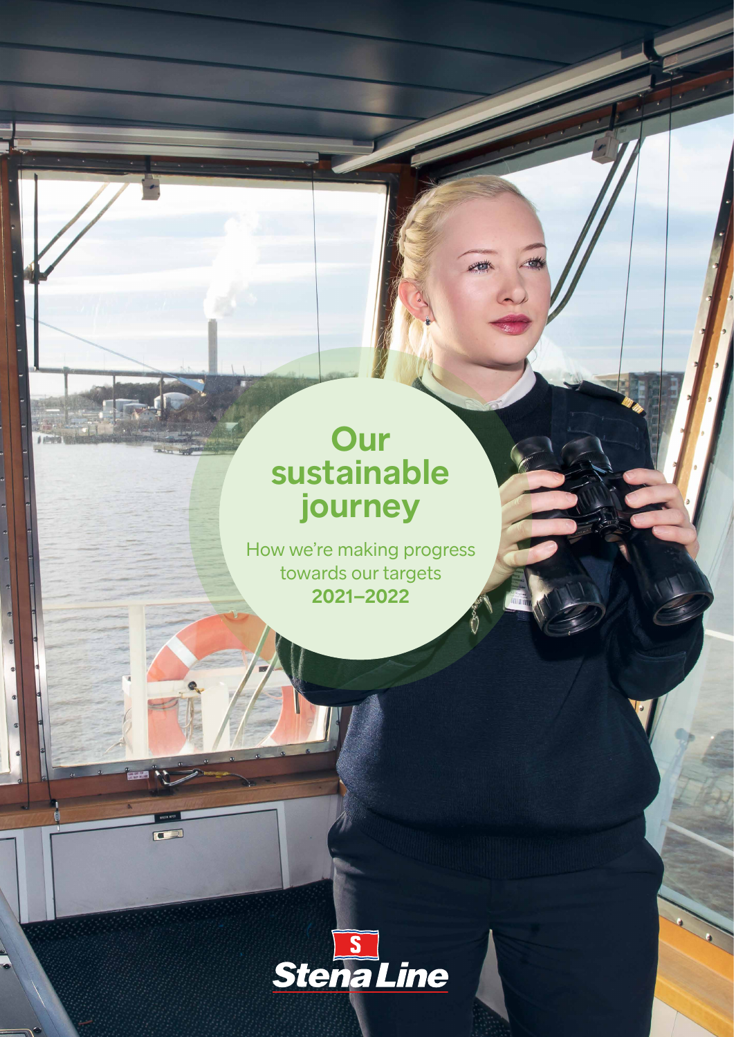# Our sustainable journey

How we're making progress towards our targets
**2021–2022**

Stena Line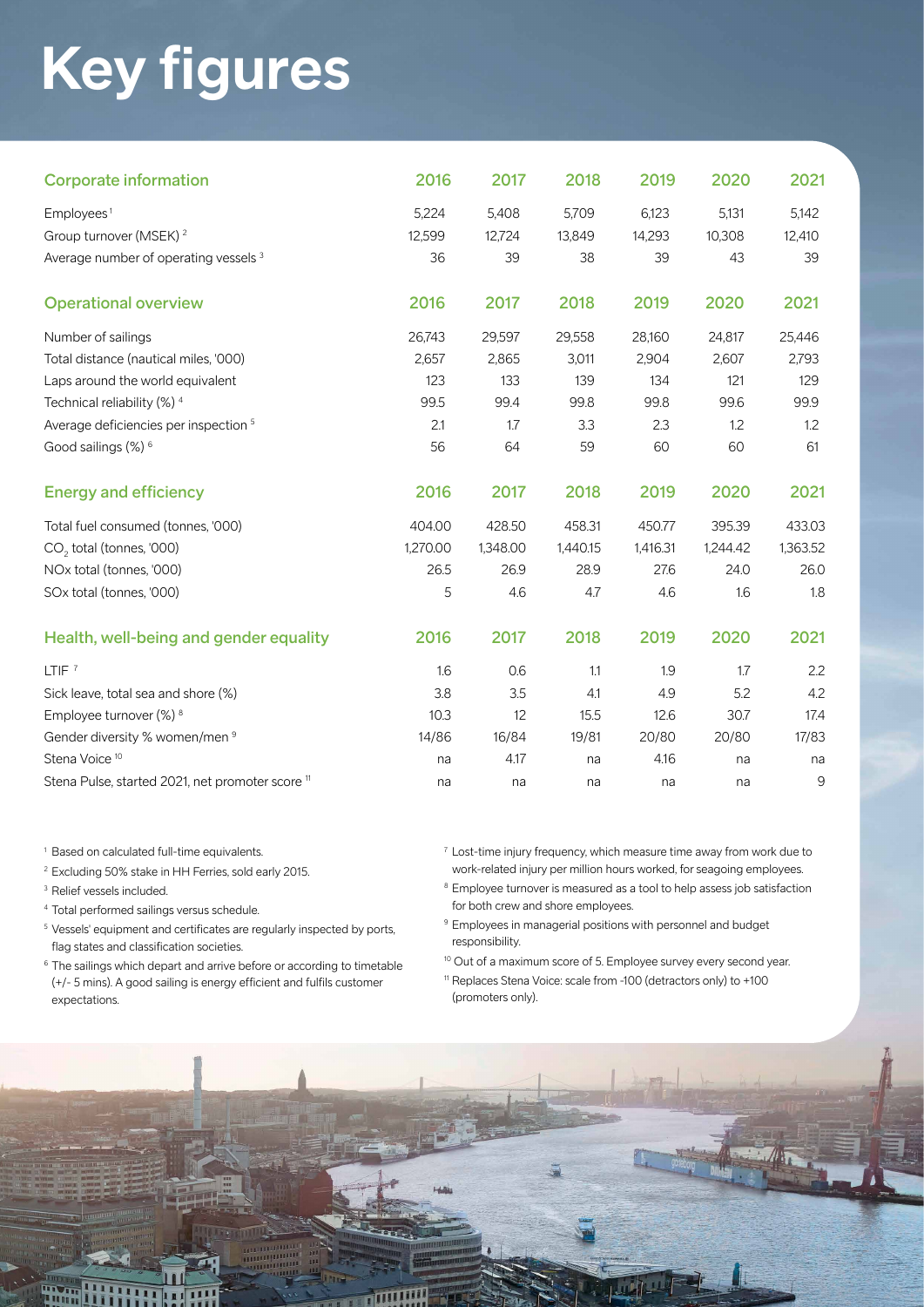# Key figures

| Corporate information | 2016 | 2017 | 2018 | 2019 | 2020 | 2021 |
| --- | --- | --- | --- | --- | --- | --- |
| Employees [1] | 5,224 | 5,408 | 5,709 | 6,123 | 5,131 | 5,142 |
| Group turnover (MSEK) [2] | 12,599 | 12,724 | 13,849 | 14,293 | 10,308 | 12,410 |
| Average number of operating vessels [3] | 36 | 39 | 38 | 39 | 43 | 39 |

| Operational overview | 2016 | 2017 | 2018 | 2019 | 2020 | 2021 |
| --- | --- | --- | --- | --- | --- | --- |
| Number of sailings | 26,743 | 29,597 | 29,558 | 28,160 | 24,817 | 25,446 |
| Total distance (nautical miles, '000) | 2,657 | 2,865 | 3,011 | 2,904 | 2,607 | 2,793 |
| Laps around the world equivalent | 123 | 133 | 139 | 134 | 121 | 129 |
| Technical reliability (%) [4] | 99.5 | 99.4 | 99.8 | 99.8 | 99.6 | 99.9 |
| Average deficiencies per inspection [5] | 2.1 | 1.7 | 3.3 | 2.3 | 1.2 | 1.2 |
| Good sailings (%) [6] | 56 | 64 | 59 | 60 | 60 | 61 |

| Energy and efficiency | 2016 | 2017 | 2018 | 2019 | 2020 | 2021 |
| --- | --- | --- | --- | --- | --- | --- |
| Total fuel consumed (tonnes, '000) | 404.00 | 428.50 | 458.31 | 450.77 | 395.39 | 433.03 |
| $CO_2$ total (tonnes, '000) | 1,270.00 | 1,348.00 | 1,440.15 | 1,416.31 | 1,244.42 | 1,363.52 |
| NOx total (tonnes, '000) | 26.5 | 26.9 | 28.9 | 27.6 | 24.0 | 26.0 |
| SOx total (tonnes, '000) | 5 | 4.6 | 4.7 | 4.6 | 1.6 | 1.8 |

| Health, well-being and gender equality | 2016 | 2017 | 2018 | 2019 | 2020 | 2021 |
| --- | --- | --- | --- | --- | --- | --- |
| LTIF [7] | 1.6 | 0.6 | 1.1 | 1.9 | 1.7 | 2.2 |
| Sick leave, total sea and shore (%) | 3.8 | 3.5 | 4.1 | 4.9 | 5.2 | 4.2 |
| Employee turnover (%) [8] | 10.3 | 12 | 15.5 | 12.6 | 30.7 | 17.4 |
| Gender diversity % women/men [9] | 14/86 | 16/84 | 19/81 | 20/80 | 20/80 | 17/83 |
| Stena Voice [10] | na | 4.17 | na | 4.16 | na | na |
| Stena Pulse, started 2021, net promoter score [11] | na | na | na | na | na | 9 |

[1] Based on calculated full-time equivalents.

[2] Excluding 50% stake in HH Ferries, sold early 2015.

[3] Relief vessels included.

[4] Total performed sailings versus schedule.

[5] Vessels' equipment and certificates are regularly inspected by ports, flag states and classification societies.

[6] The sailings which depart and arrive before or according to timetable (+/- 5 mins). A good sailing is energy efficient and fulfils customer expectations.

[7] Lost-time injury frequency, which measure time away from work due to work-related injury per million hours worked, for seagoing employees.

[8] Employee turnover is measured as a tool to help assess job satisfaction for both crew and shore employees.

[9] Employees in managerial positions with personnel and budget responsibility.

[10] Out of a maximum score of 5. Employee survey every second year.

[11] Replaces Stena Voice: scale from -100 (detractors only) to +100 (promoters only).